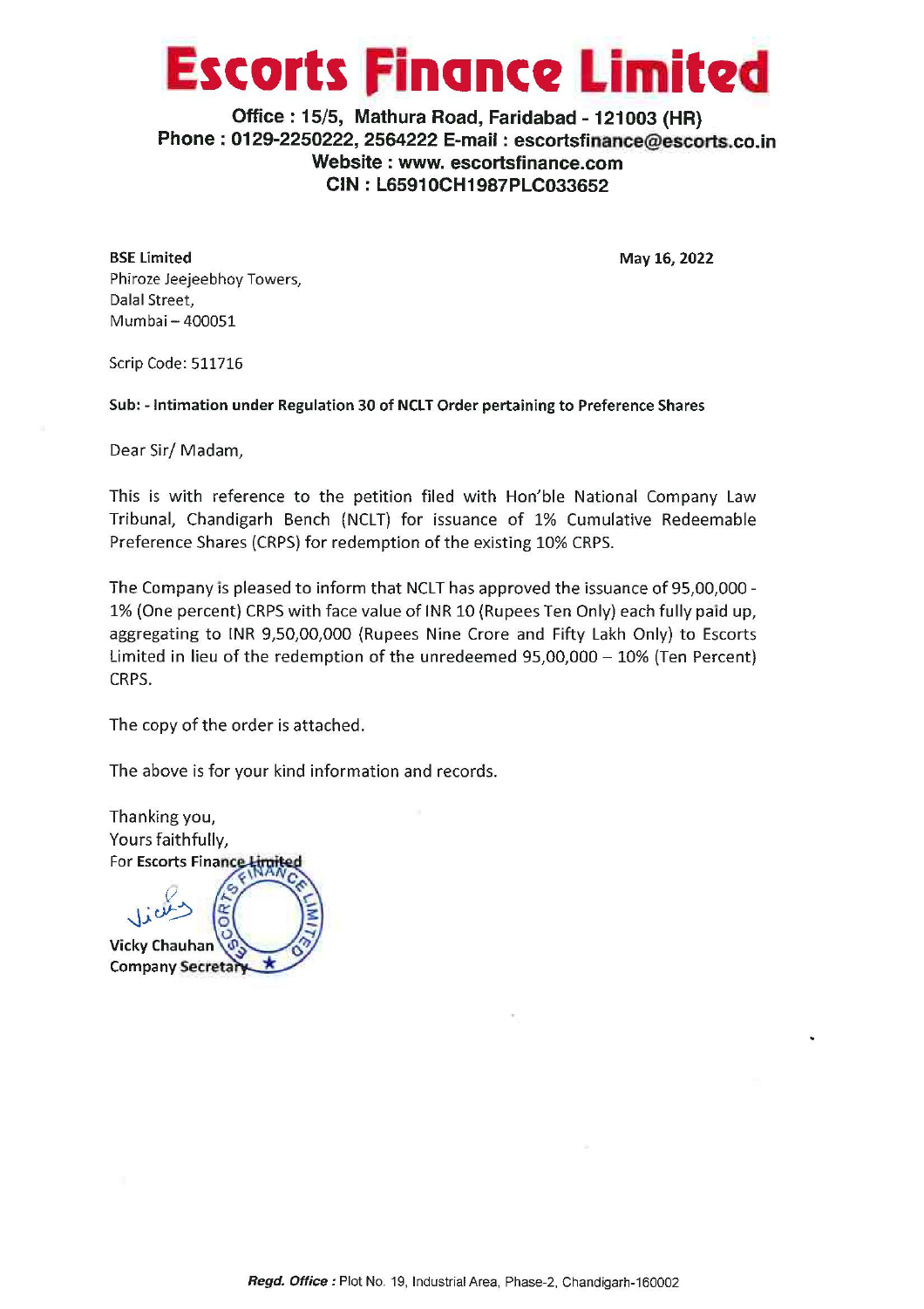# Escorts Finance Limited

**Office : 15/5, Mathura Road, Faridabad - 121003 (HR)**
**Phone : 0129-2250222, 2564222 E-mail : escortsfinance@escorts.co.in**
**Website : www. escortsfinance.com**
**CIN : L65910CH1987PLC033652**

**BSE Limited**
Phiroze Jeejeebhoy Towers,
Dalal Street,
Mumbai – 400051

**May 16, 2022**

Scrip Code: 511716

**Sub: - Intimation under Regulation 30 of NCLT Order pertaining to Preference Shares**

Dear Sir/ Madam,

This is with reference to the petition filed with Hon'ble National Company Law Tribunal, Chandigarh Bench (NCLT) for issuance of 1% Cumulative Redeemable Preference Shares (CRPS) for redemption of the existing 10% CRPS.

The Company is pleased to inform that NCLT has approved the issuance of 95,00,000 - 1% (One percent) CRPS with face value of INR 10 (Rupees Ten Only) each fully paid up, aggregating to INR 9,50,00,000 (Rupees Nine Crore and Fifty Lakh Only) to Escorts Limited in lieu of the redemption of the unredeemed 95,00,000 – 10% (Ten Percent) CRPS.

The copy of the order is attached.

The above is for your kind information and records.

Thanking you,
Yours faithfully,
For **Escorts Finance Limited**

**Vicky Chauhan**
**Company Secretary**

***Regd. Office :*** Plot No. 19, Industrial Area, Phase-2, Chandigarh-160002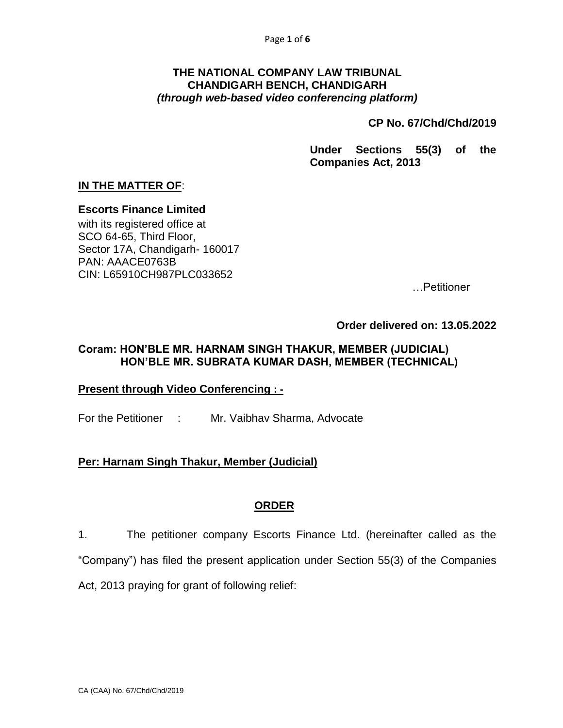**THE NATIONAL COMPANY LAW TRIBUNAL**
**CHANDIGARH BENCH, CHANDIGARH**
***(through web-based video conferencing platform)***

**CP No. 67/Chd/Chd/2019**

**Under Sections 55(3) of the Companies Act, 2013**

**IN THE MATTER OF**:

**Escorts Finance Limited**
with its registered office at
SCO 64-65, Third Floor,
Sector 17A, Chandigarh- 160017
PAN: AAACE0763B
CIN: L65910CH987PLC033652

…Petitioner

**Order delivered on: 13.05.2022**

**Coram: HON'BLE MR. HARNAM SINGH THAKUR, MEMBER (JUDICIAL)**
**HON'BLE MR. SUBRATA KUMAR DASH, MEMBER (TECHNICAL)**

**Present through Video Conferencing : -**

For the Petitioner : Mr. Vaibhav Sharma, Advocate

**Per: Harnam Singh Thakur, Member (Judicial)**

## ORDER

1. The petitioner company Escorts Finance Ltd. (hereinafter called as the "Company") has filed the present application under Section 55(3) of the Companies Act, 2013 praying for grant of following relief: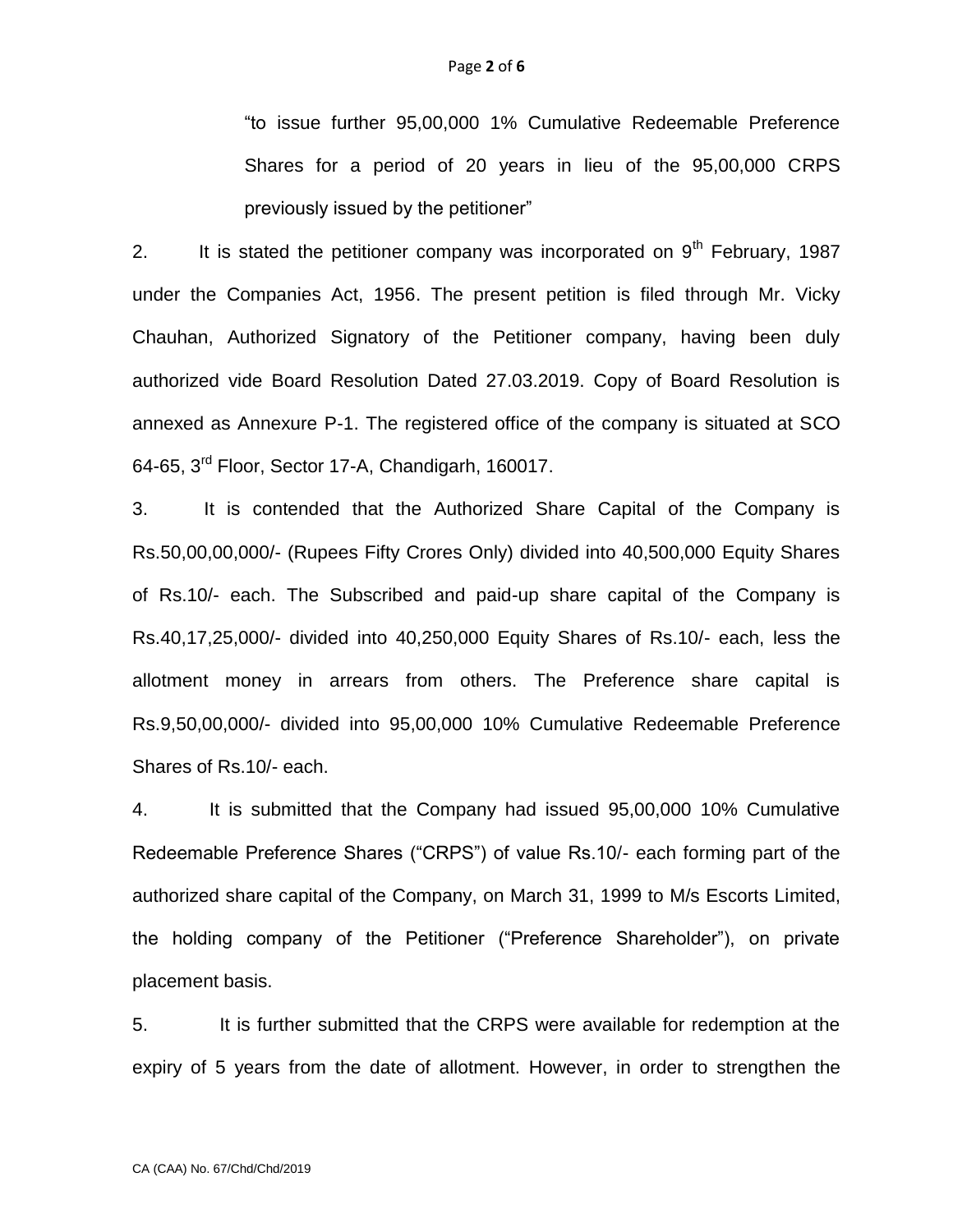"to issue further 95,00,000 1% Cumulative Redeemable Preference Shares for a period of 20 years in lieu of the 95,00,000 CRPS previously issued by the petitioner"

2. It is stated the petitioner company was incorporated on 9th February, 1987 under the Companies Act, 1956. The present petition is filed through Mr. Vicky Chauhan, Authorized Signatory of the Petitioner company, having been duly authorized vide Board Resolution Dated 27.03.2019. Copy of Board Resolution is annexed as Annexure P-1. The registered office of the company is situated at SCO 64-65, 3rd Floor, Sector 17-A, Chandigarh, 160017.

3. It is contended that the Authorized Share Capital of the Company is Rs.50,00,00,000/- (Rupees Fifty Crores Only) divided into 40,500,000 Equity Shares of Rs.10/- each. The Subscribed and paid-up share capital of the Company is Rs.40,17,25,000/- divided into 40,250,000 Equity Shares of Rs.10/- each, less the allotment money in arrears from others. The Preference share capital is Rs.9,50,00,000/- divided into 95,00,000 10% Cumulative Redeemable Preference Shares of Rs.10/- each.

4. It is submitted that the Company had issued 95,00,000 10% Cumulative Redeemable Preference Shares ("CRPS") of value Rs.10/- each forming part of the authorized share capital of the Company, on March 31, 1999 to M/s Escorts Limited, the holding company of the Petitioner ("Preference Shareholder"), on private placement basis.

5. It is further submitted that the CRPS were available for redemption at the expiry of 5 years from the date of allotment. However, in order to strengthen the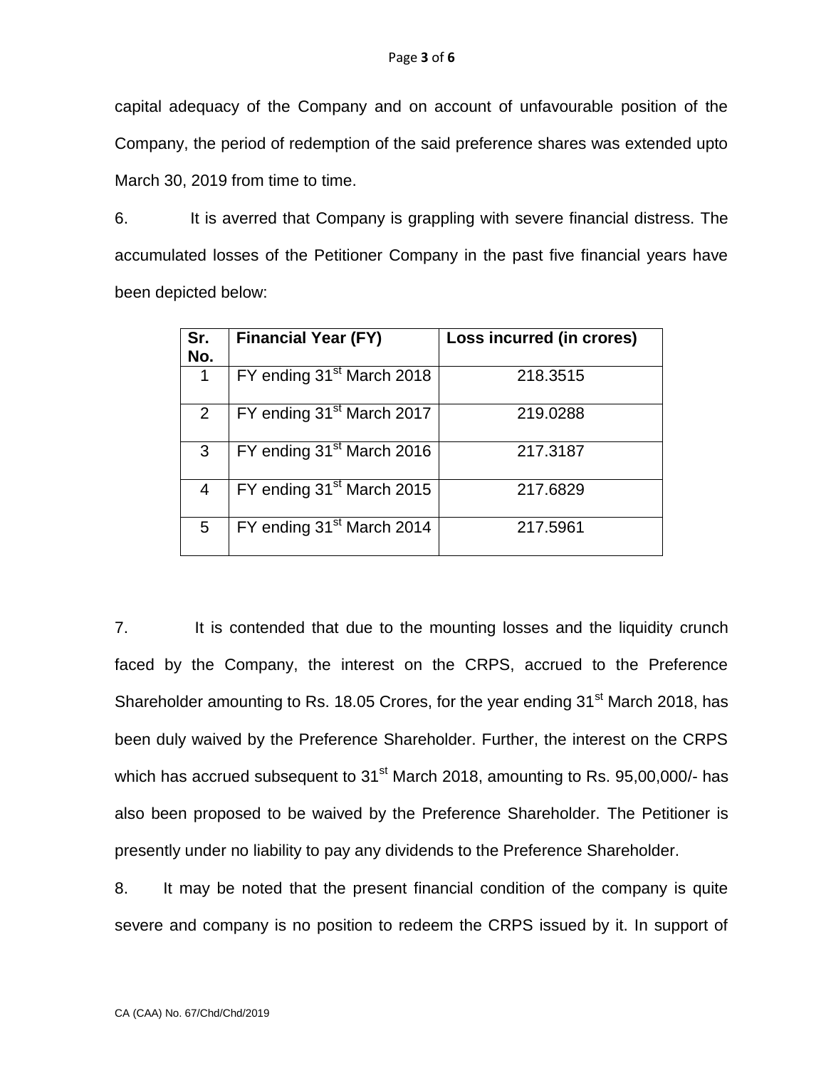capital adequacy of the Company and on account of unfavourable position of the Company, the period of redemption of the said preference shares was extended upto March 30, 2019 from time to time.

6. It is averred that Company is grappling with severe financial distress. The accumulated losses of the Petitioner Company in the past five financial years have been depicted below:

| Sr. No. | Financial Year (FY) | Loss incurred (in crores) |
|---|---|---|
| 1 | FY ending 31st March 2018 | 218.3515 |
| 2 | FY ending 31st March 2017 | 219.0288 |
| 3 | FY ending 31st March 2016 | 217.3187 |
| 4 | FY ending 31st March 2015 | 217.6829 |
| 5 | FY ending 31st March 2014 | 217.5961 |

7. It is contended that due to the mounting losses and the liquidity crunch faced by the Company, the interest on the CRPS, accrued to the Preference Shareholder amounting to Rs. 18.05 Crores, for the year ending 31st March 2018, has been duly waived by the Preference Shareholder. Further, the interest on the CRPS which has accrued subsequent to 31st March 2018, amounting to Rs. 95,00,000/- has also been proposed to be waived by the Preference Shareholder. The Petitioner is presently under no liability to pay any dividends to the Preference Shareholder.

8. It may be noted that the present financial condition of the company is quite severe and company is no position to redeem the CRPS issued by it. In support of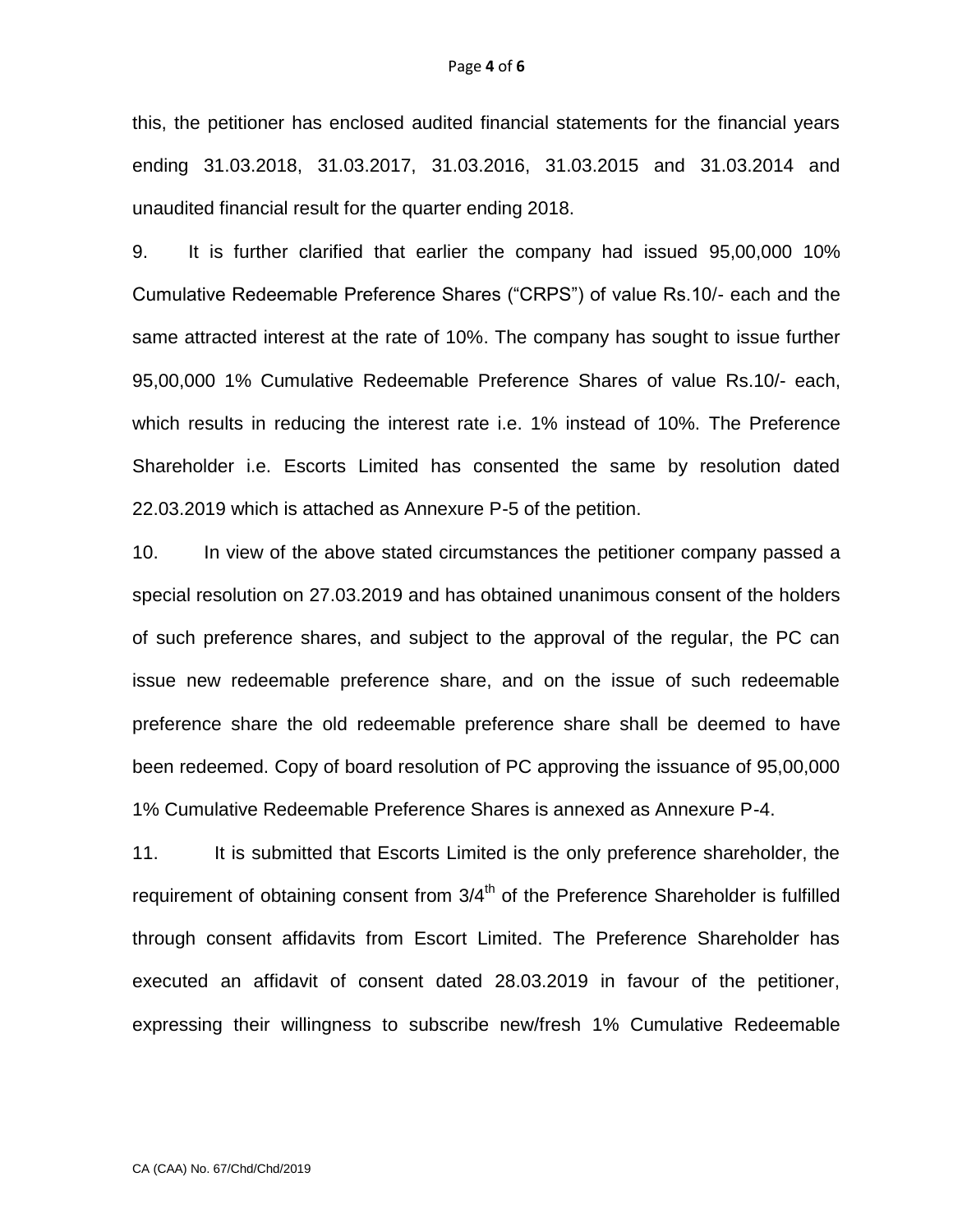this, the petitioner has enclosed audited financial statements for the financial years ending 31.03.2018, 31.03.2017, 31.03.2016, 31.03.2015 and 31.03.2014 and unaudited financial result for the quarter ending 2018.

9. It is further clarified that earlier the company had issued 95,00,000 10% Cumulative Redeemable Preference Shares ("CRPS") of value Rs.10/- each and the same attracted interest at the rate of 10%. The company has sought to issue further 95,00,000 1% Cumulative Redeemable Preference Shares of value Rs.10/- each, which results in reducing the interest rate i.e. 1% instead of 10%. The Preference Shareholder i.e. Escorts Limited has consented the same by resolution dated 22.03.2019 which is attached as Annexure P-5 of the petition.

10. In view of the above stated circumstances the petitioner company passed a special resolution on 27.03.2019 and has obtained unanimous consent of the holders of such preference shares, and subject to the approval of the regular, the PC can issue new redeemable preference share, and on the issue of such redeemable preference share the old redeemable preference share shall be deemed to have been redeemed. Copy of board resolution of PC approving the issuance of 95,00,000 1% Cumulative Redeemable Preference Shares is annexed as Annexure P-4.

11. It is submitted that Escorts Limited is the only preference shareholder, the requirement of obtaining consent from 3/4th of the Preference Shareholder is fulfilled through consent affidavits from Escort Limited. The Preference Shareholder has executed an affidavit of consent dated 28.03.2019 in favour of the petitioner, expressing their willingness to subscribe new/fresh 1% Cumulative Redeemable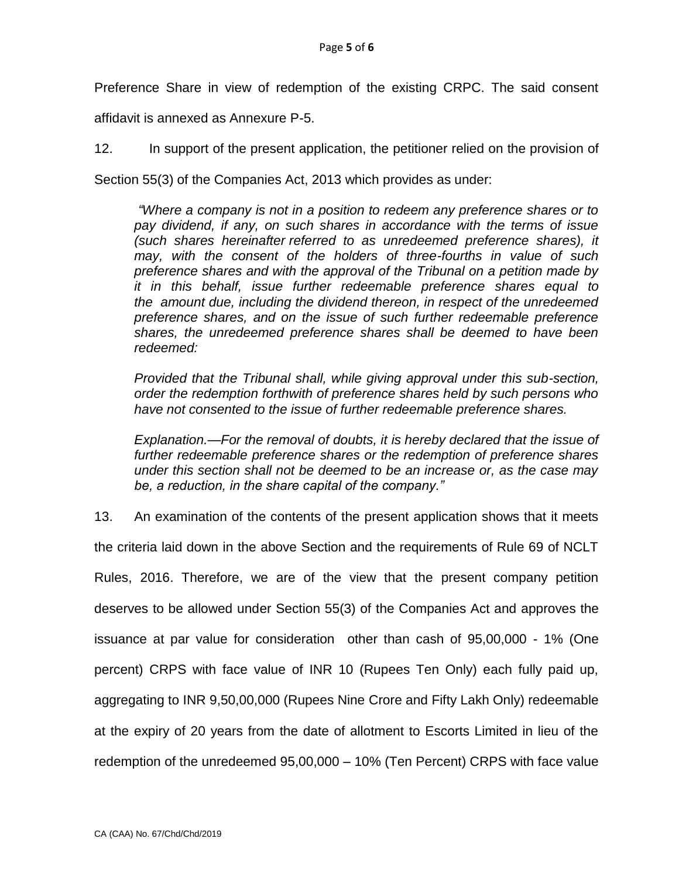Preference Share in view of redemption of the existing CRPC. The said consent affidavit is annexed as Annexure P-5.

12. In support of the present application, the petitioner relied on the provision of Section 55(3) of the Companies Act, 2013 which provides as under:

> *"Where a company is not in a position to redeem any preference shares or to pay dividend, if any, on such shares in accordance with the terms of issue (such shares hereinafter referred to as unredeemed preference shares), it may, with the consent of the holders of three-fourths in value of such preference shares and with the approval of the Tribunal on a petition made by it in this behalf, issue further redeemable preference shares equal to the amount due, including the dividend thereon, in respect of the unredeemed preference shares, and on the issue of such further redeemable preference shares, the unredeemed preference shares shall be deemed to have been redeemed:*
>
> *Provided that the Tribunal shall, while giving approval under this sub-section, order the redemption forthwith of preference shares held by such persons who have not consented to the issue of further redeemable preference shares.*
>
> *Explanation.—For the removal of doubts, it is hereby declared that the issue of further redeemable preference shares or the redemption of preference shares under this section shall not be deemed to be an increase or, as the case may be, a reduction, in the share capital of the company."*

13. An examination of the contents of the present application shows that it meets the criteria laid down in the above Section and the requirements of Rule 69 of NCLT Rules, 2016. Therefore, we are of the view that the present company petition deserves to be allowed under Section 55(3) of the Companies Act and approves the issuance at par value for consideration other than cash of 95,00,000 - 1% (One percent) CRPS with face value of INR 10 (Rupees Ten Only) each fully paid up, aggregating to INR 9,50,00,000 (Rupees Nine Crore and Fifty Lakh Only) redeemable at the expiry of 20 years from the date of allotment to Escorts Limited in lieu of the redemption of the unredeemed 95,00,000 – 10% (Ten Percent) CRPS with face value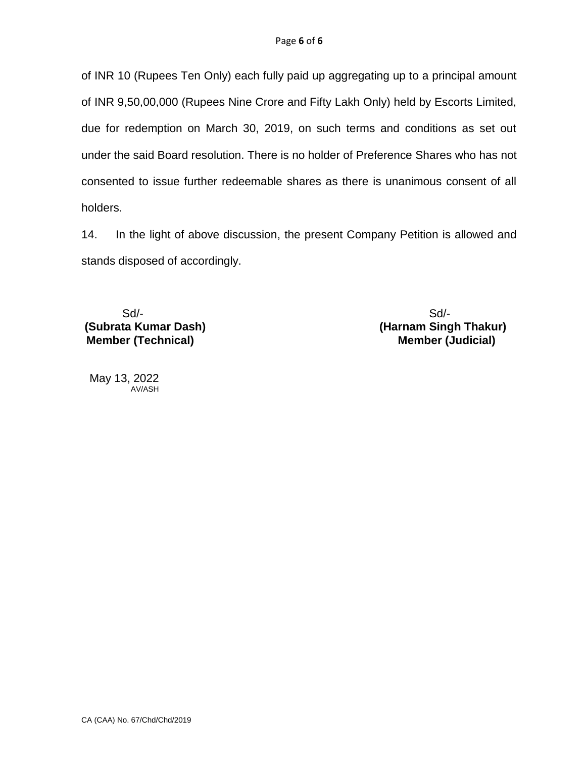of INR 10 (Rupees Ten Only) each fully paid up aggregating up to a principal amount of INR 9,50,00,000 (Rupees Nine Crore and Fifty Lakh Only) held by Escorts Limited, due for redemption on March 30, 2019, on such terms and conditions as set out under the said Board resolution. There is no holder of Preference Shares who has not consented to issue further redeemable shares as there is unanimous consent of all holders.

14. In the light of above discussion, the present Company Petition is allowed and stands disposed of accordingly.

| | |
|---|---|
| Sd/- | Sd/- |
| **(Subrata Kumar Dash)** | **(Harnam Singh Thakur)** |
| **Member (Technical)** | **Member (Judicial)** |

May 13, 2022
AV/ASH